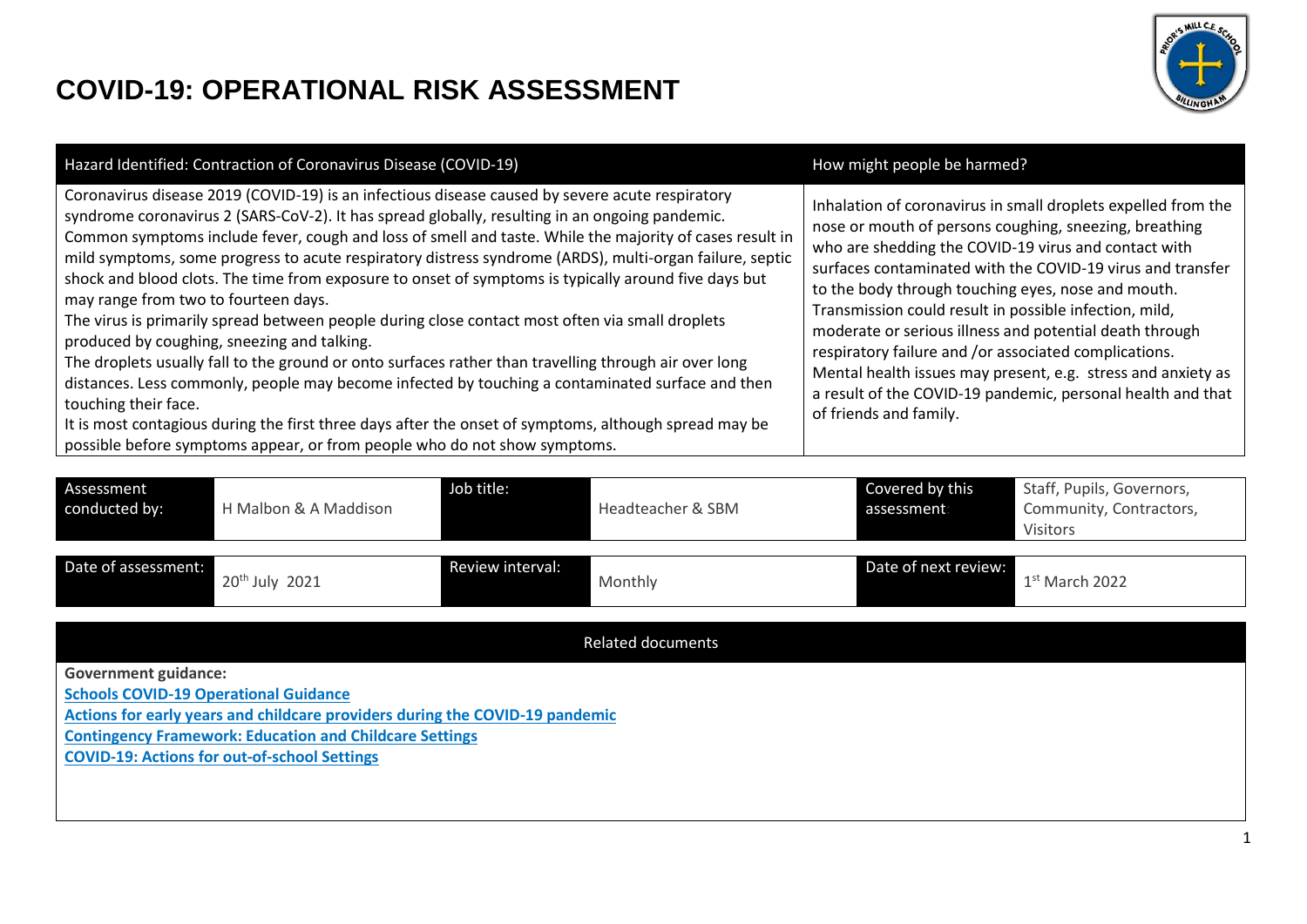# COVID-19: OPERATIONAL RISK ASSESSMENT

| Hazard Identified: Contraction of Coronavirus Disease (COVID-19) | How might people be harmed? |
| --- | --- |
| Coronavirus disease 2019 (COVID-19) is an infectious disease caused by severe acute respiratory syndrome coronavirus 2 (SARS-CoV-2). It has spread globally, resulting in an ongoing pandemic. Common symptoms include fever, cough and loss of smell and taste. While the majority of cases result in mild symptoms, some progress to acute respiratory distress syndrome (ARDS), multi-organ failure, septic shock and blood clots. The time from exposure to onset of symptoms is typically around five days but may range from two to fourteen days.<br>The virus is primarily spread between people during close contact most often via small droplets produced by coughing, sneezing and talking.<br>The droplets usually fall to the ground or onto surfaces rather than travelling through air over long distances. Less commonly, people may become infected by touching a contaminated surface and then touching their face.<br>It is most contagious during the first three days after the onset of symptoms, although spread may be possible before symptoms appear, or from people who do not show symptoms. | Inhalation of coronavirus in small droplets expelled from the nose or mouth of persons coughing, sneezing, breathing who are shedding the COVID-19 virus and contact with surfaces contaminated with the COVID-19 virus and transfer to the body through touching eyes, nose and mouth. Transmission could result in possible infection, mild, moderate or serious illness and potential death through respiratory failure and /or associated complications.<br>Mental health issues may present, e.g. stress and anxiety as a result of the COVID-19 pandemic, personal health and that of friends and family. |

| | | | | | |
| --- | --- | --- | --- | --- | --- |
| Assessment conducted by: | H Malbon & A Maddison | Job title: | Headteacher & SBM | Covered by this assessment | Staff, Pupils, Governors, Community, Contractors, Visitors |
| Date of assessment: | 20th July 2021 | Review interval: | Monthly | Date of next review: | 1st March 2022 |

| Related documents |
| --- |
| **Government guidance:**<br>**Schools COVID-19 Operational Guidance**<br>**Actions for early years and childcare providers during the COVID-19 pandemic**<br>**Contingency Framework: Education and Childcare Settings**<br>**COVID-19: Actions for out-of-school Settings** |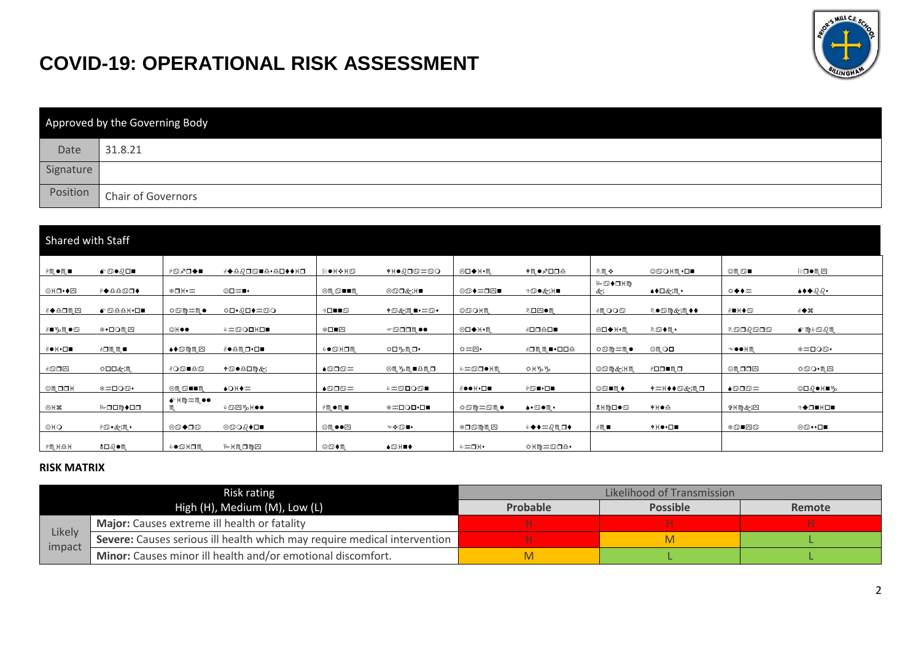# COVID-19: OPERATIONAL RISK ASSESSMENT

| Approved by the Governing Body | |
|---|---|
| Date | 31.8.21 |
| Signature | |
| Position | Chair of Governors |

## Shared with Staff

**RISK MATRIX**

| Risk rating<br>High (H), Medium (M), Low (L) | | Likelihood of Transmission | | |
|---|---|---|---|---|
| | | **Probable** | **Possible** | **Remote** |
| Likely impact | **Major:** Causes extreme ill health or fatality | H | H | H |
| | **Severe:** Causes serious ill health which may require medical intervention | H | M | L |
| | **Minor:** Causes minor ill health and/or emotional discomfort. | M | L | L |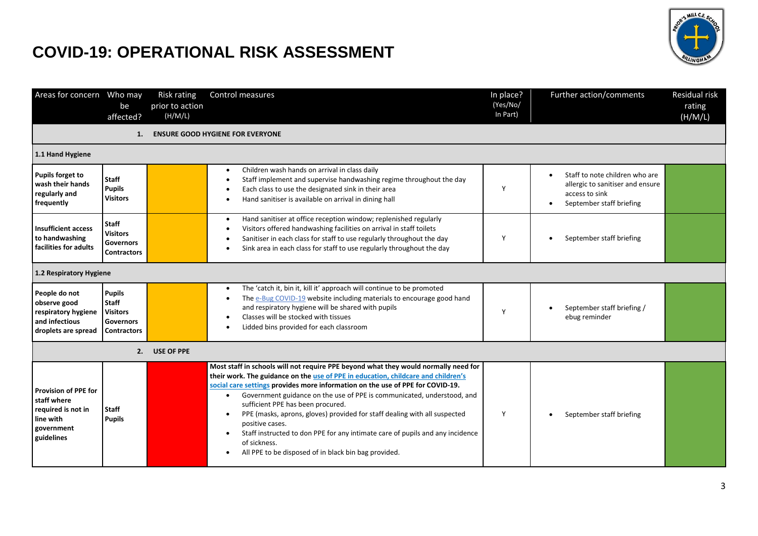# COVID-19: OPERATIONAL RISK ASSESSMENT

| Areas for concern | Who may be affected? | Risk rating prior to action (H/M/L) | Control measures | In place? (Yes/No/ In Part) | Further action/comments | Residual risk rating (H/M/L) |
|---|---|---|---|---|---|---|
| **1. ENSURE GOOD HYGIENE FOR EVERYONE** | | | | | | |
| **1.1 Hand Hygiene** | | | | | | |
| **Pupils forget to wash their hands regularly and frequently** | **Staff**<br>**Pupils**<br>**Visitors** | | • Children wash hands on arrival in class daily<br>• Staff implement and supervise handwashing regime throughout the day<br>• Each class to use the designated sink in their area<br>• Hand sanitiser is available on arrival in dining hall | Y | • Staff to note children who are allergic to sanitiser and ensure access to sink<br>• September staff briefing | |
| **Insufficient access to handwashing facilities for adults** | **Staff**<br>**Visitors**<br>**Governors**<br>**Contractors** | | • Hand sanitiser at office reception window; replenished regularly<br>• Visitors offered handwashing facilities on arrival in staff toilets<br>• Sanitiser in each class for staff to use regularly throughout the day<br>• Sink area in each class for staff to use regularly throughout the day | Y | • September staff briefing | |
| **1.2 Respiratory Hygiene** | | | | | | |
| **People do not observe good respiratory hygiene and infectious droplets are spread** | **Pupils**<br>**Staff**<br>**Visitors**<br>**Governors**<br>**Contractors** | | • The 'catch it, bin it, kill it' approach will continue to be promoted<br>• The e-Bug COVID-19 website including materials to encourage good hand and respiratory hygiene will be shared with pupils<br>• Classes will be stocked with tissues<br>• Lidded bins provided for each classroom | Y | • September staff briefing / ebug reminder | |
| **2. USE OF PPE** | | | | | | |
| **Provision of PPE for staff where required is not in line with government guidelines** | **Staff**<br>**Pupils** | | **Most staff in schools will not require PPE beyond what they would normally need for their work. The guidance on the use of PPE in education, childcare and children's social care settings provides more information on the use of PPE for COVID-19.**<br>• Government guidance on the use of PPE is communicated, understood, and sufficient PPE has been procured.<br>• PPE (masks, aprons, gloves) provided for staff dealing with all suspected positive cases.<br>• Staff instructed to don PPE for any intimate care of pupils and any incidence of sickness.<br>• All PPE to be disposed of in black bin bag provided. | Y | • September staff briefing | |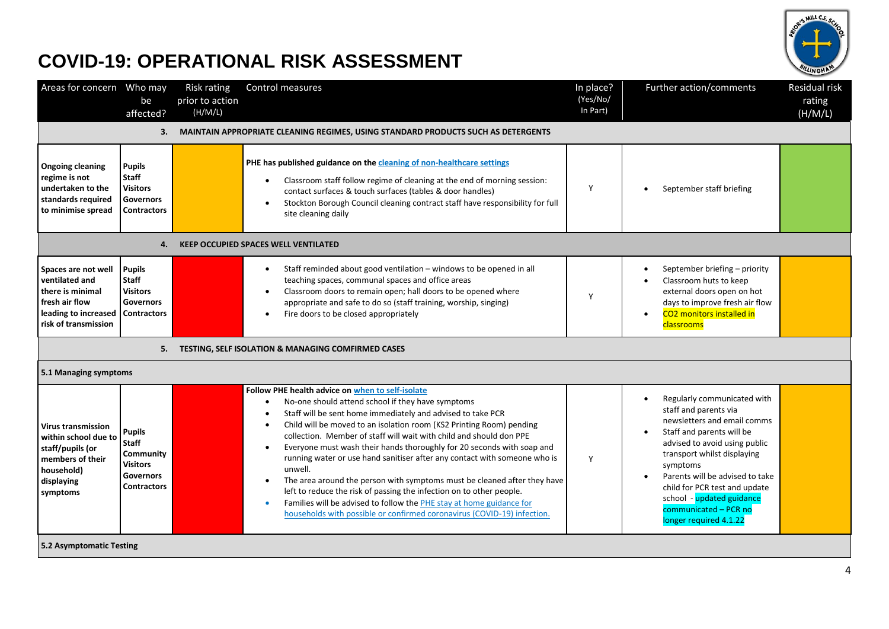# COVID-19: OPERATIONAL RISK ASSESSMENT

| Areas for concern | Who may be affected? | Risk rating prior to action (H/M/L) | Control measures | In place? (Yes/No/ In Part) | Further action/comments | Residual risk rating (H/M/L) |
|---|---|---|---|---|---|---|
| | | **3.** | **MAINTAIN APPROPRIATE CLEANING REGIMES, USING STANDARD PRODUCTS SUCH AS DETERGENTS** | | | |
| **Ongoing cleaning regime is not undertaken to the standards required to minimise spread** | **Pupils**<br>**Staff**<br>**Visitors**<br>**Governors**<br>**Contractors** | | **PHE has published guidance on the cleaning of non-healthcare settings**<br>• Classroom staff follow regime of cleaning at the end of morning session: contact surfaces & touch surfaces (tables & door handles)<br>• Stockton Borough Council cleaning contract staff have responsibility for full site cleaning daily | Y | • September staff briefing | |
| | | **4.** | **KEEP OCCUPIED SPACES WELL VENTILATED** | | | |
| **Spaces are not well ventilated and there is minimal fresh air flow leading to increased risk of transmission** | **Pupils**<br>**Staff**<br>**Visitors**<br>**Governors**<br>**Contractors** | | • Staff reminded about good ventilation – windows to be opened in all teaching spaces, communal spaces and office areas<br>• Classroom doors to remain open; hall doors to be opened where appropriate and safe to do so (staff training, worship, singing)<br>• Fire doors to be closed appropriately | Y | • September briefing – priority<br>• Classroom huts to keep external doors open on hot days to improve fresh air flow<br>• CO2 monitors installed in classrooms | |
| | | **5.** | **TESTING, SELF ISOLATION & MANAGING COMFIRMED CASES** | | | |
| **5.1 Managing symptoms** | | | | | | |
| **Virus transmission within school due to staff/pupils (or members of their household) displaying symptoms** | **Pupils**<br>**Staff**<br>**Community**<br>**Visitors**<br>**Governors**<br>**Contractors** | | **Follow PHE health advice on when to self-isolate**<br>• No-one should attend school if they have symptoms<br>• Staff will be sent home immediately and advised to take PCR<br>• Child will be moved to an isolation room (KS2 Printing Room) pending collection. Member of staff will wait with child and should don PPE<br>• Everyone must wash their hands thoroughly for 20 seconds with soap and running water or use hand sanitiser after any contact with someone who is unwell.<br>• The area around the person with symptoms must be cleaned after they have left to reduce the risk of passing the infection on to other people.<br>• Families will be advised to follow the PHE stay at home guidance for households with possible or confirmed coronavirus (COVID-19) infection. | Y | • Regularly communicated with staff and parents via newsletters and email comms<br>• Staff and parents will be advised to avoid using public transport whilst displaying symptoms<br>• Parents will be advised to take child for PCR test and update school - updated guidance communicated – PCR no longer required 4.1.22 | |
| **5.2 Asymptomatic Testing** | | | | | | |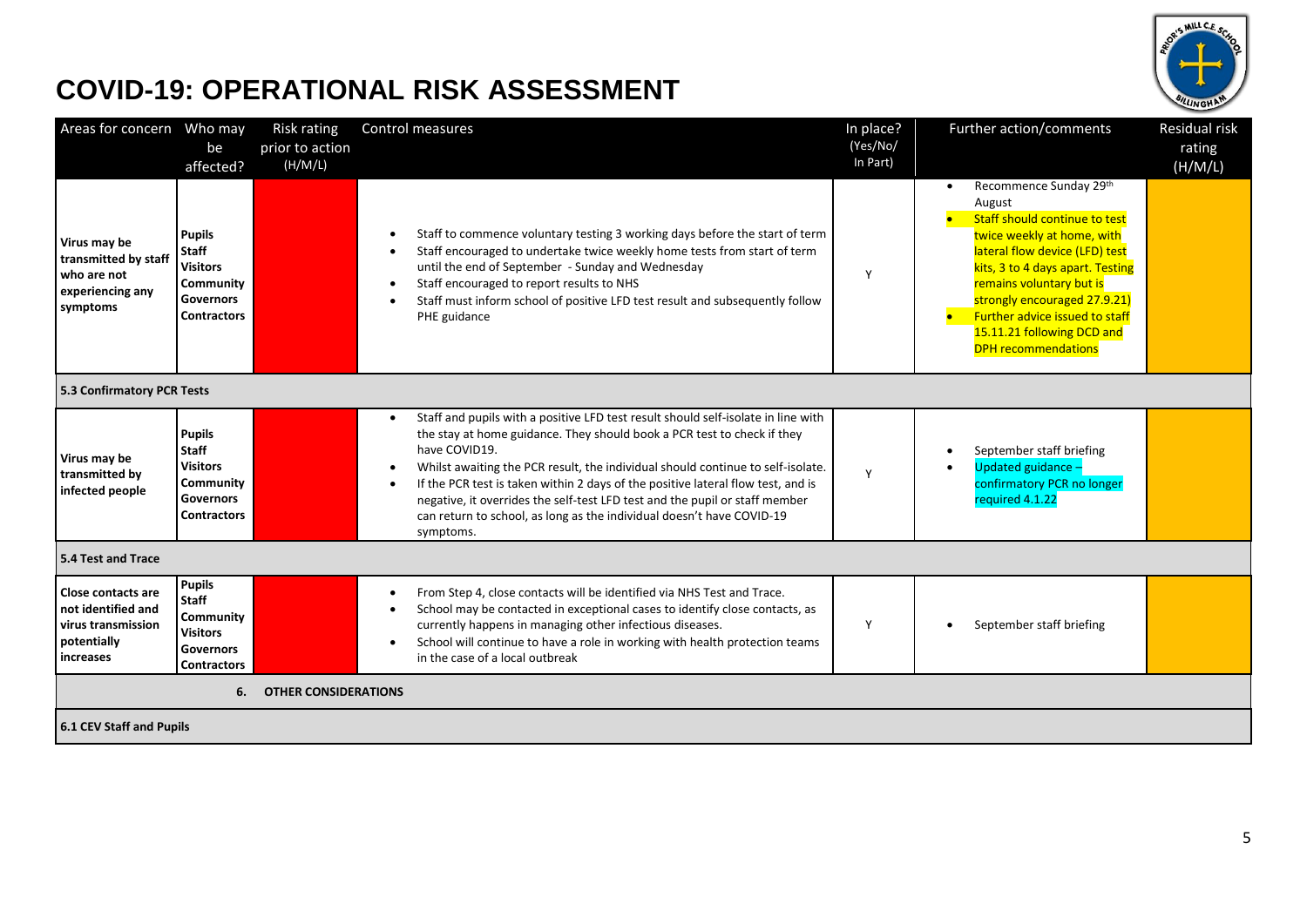# COVID-19: OPERATIONAL RISK ASSESSMENT

| Areas for concern | Who may be affected? | Risk rating prior to action (H/M/L) | Control measures | In place? (Yes/No/ In Part) | Further action/comments | Residual risk rating (H/M/L) |
|---|---|---|---|---|---|---|
| **Virus may be transmitted by staff who are not experiencing any symptoms** | **Pupils**<br>**Staff**<br>**Visitors**<br>**Community**<br>**Governors**<br>**Contractors** | | • Staff to commence voluntary testing 3 working days before the start of term<br>• Staff encouraged to undertake twice weekly home tests from start of term until the end of September - Sunday and Wednesday<br>• Staff encouraged to report results to NHS<br>• Staff must inform school of positive LFD test result and subsequently follow PHE guidance | Y | • Recommence Sunday 29th August<br>• Staff should continue to test twice weekly at home, with lateral flow device (LFD) test kits, 3 to 4 days apart. Testing remains voluntary but is strongly encouraged 27.9.21)<br>• Further advice issued to staff 15.11.21 following DCD and DPH recommendations | |
| **5.3 Confirmatory PCR Tests** | | | | | | |
| **Virus may be transmitted by infected people** | **Pupils**<br>**Staff**<br>**Visitors**<br>**Community**<br>**Governors**<br>**Contractors** | | • Staff and pupils with a positive LFD test result should self-isolate in line with the stay at home guidance. They should book a PCR test to check if they have COVID19.<br>• Whilst awaiting the PCR result, the individual should continue to self-isolate.<br>• If the PCR test is taken within 2 days of the positive lateral flow test, and is negative, it overrides the self-test LFD test and the pupil or staff member can return to school, as long as the individual doesn't have COVID-19 symptoms. | Y | • September staff briefing<br>• Updated guidance – confirmatory PCR no longer required 4.1.22 | |
| **5.4 Test and Trace** | | | | | | |
| **Close contacts are not identified and virus transmission potentially increases** | **Pupils**<br>**Staff**<br>**Community**<br>**Visitors**<br>**Governors**<br>**Contractors** | | • From Step 4, close contacts will be identified via NHS Test and Trace.<br>• School may be contacted in exceptional cases to identify close contacts, as currently happens in managing other infectious diseases.<br>• School will continue to have a role in working with health protection teams in the case of a local outbreak | Y | • September staff briefing | |
| **6. OTHER CONSIDERATIONS** | | | | | | |
| **6.1 CEV Staff and Pupils** | | | | | | |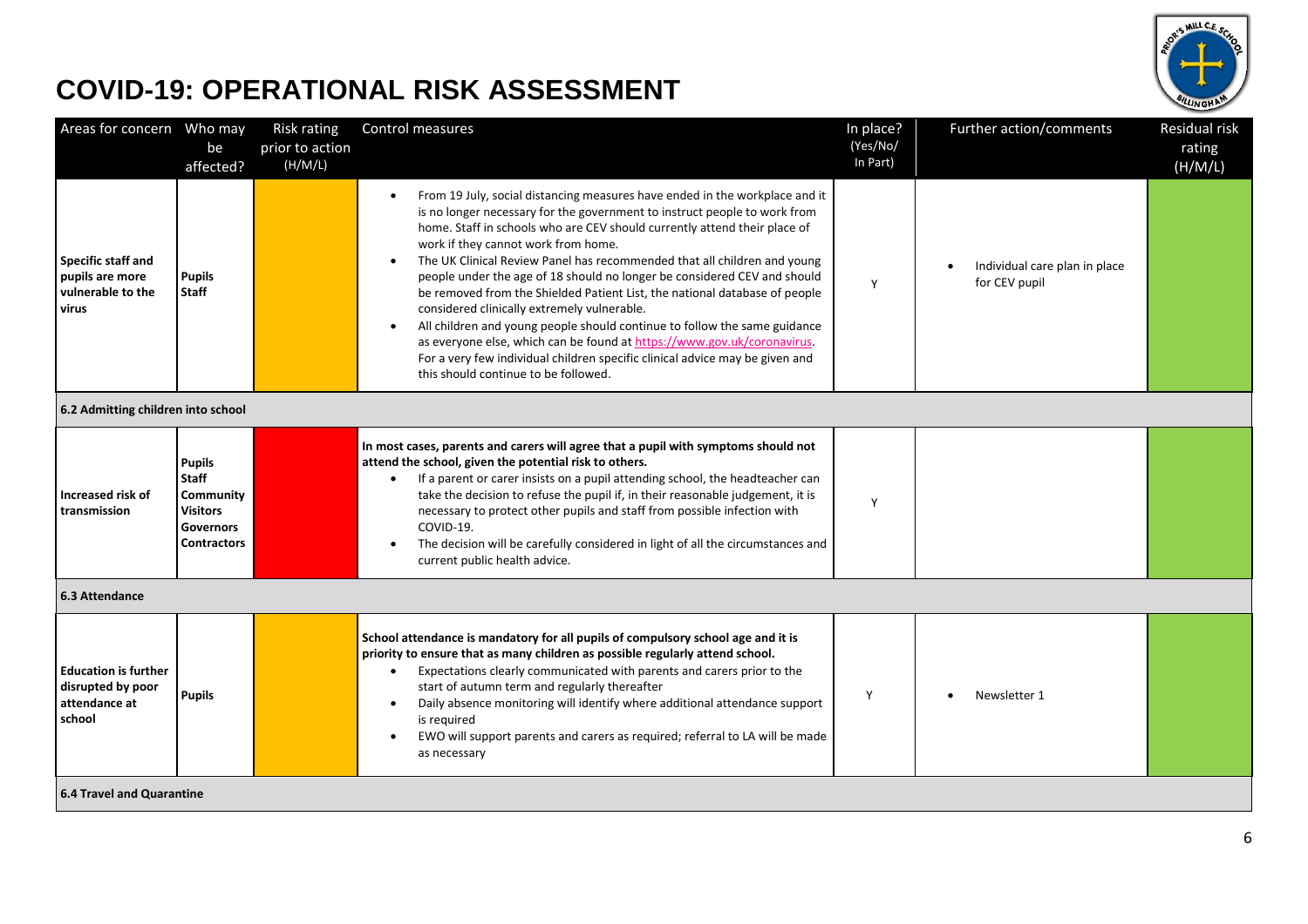# COVID-19: OPERATIONAL RISK ASSESSMENT

| Areas for concern | Who may be affected? | Risk rating prior to action (H/M/L) | Control measures | In place? (Yes/No/ In Part) | Further action/comments | Residual risk rating (H/M/L) |
|---|---|---|---|---|---|---|
| **Specific staff and pupils are more vulnerable to the virus** | **Pupils**<br>**Staff** | | • From 19 July, social distancing measures have ended in the workplace and it is no longer necessary for the government to instruct people to work from home. Staff in schools who are CEV should currently attend their place of work if they cannot work from home.<br>• The UK Clinical Review Panel has recommended that all children and young people under the age of 18 should no longer be considered CEV and should be removed from the Shielded Patient List, the national database of people considered clinically extremely vulnerable.<br>• All children and young people should continue to follow the same guidance as everyone else, which can be found at https://www.gov.uk/coronavirus. For a very few individual children specific clinical advice may be given and this should continue to be followed. | Y | • Individual care plan in place for CEV pupil | |
| **6.2 Admitting children into school** | | | | | | |
| **Increased risk of transmission** | **Pupils**<br>**Staff**<br>**Community**<br>**Visitors**<br>**Governors**<br>**Contractors** | | **In most cases, parents and carers will agree that a pupil with symptoms should not attend the school, given the potential risk to others.**<br>• If a parent or carer insists on a pupil attending school, the headteacher can take the decision to refuse the pupil if, in their reasonable judgement, it is necessary to protect other pupils and staff from possible infection with COVID-19.<br>• The decision will be carefully considered in light of all the circumstances and current public health advice. | Y | | |
| **6.3 Attendance** | | | | | | |
| **Education is further disrupted by poor attendance at school** | **Pupils** | | **School attendance is mandatory for all pupils of compulsory school age and it is priority to ensure that as many children as possible regularly attend school.**<br>• Expectations clearly communicated with parents and carers prior to the start of autumn term and regularly thereafter<br>• Daily absence monitoring will identify where additional attendance support is required<br>• EWO will support parents and carers as required; referral to LA will be made as necessary | Y | • Newsletter 1 | |
| **6.4 Travel and Quarantine** | | | | | | |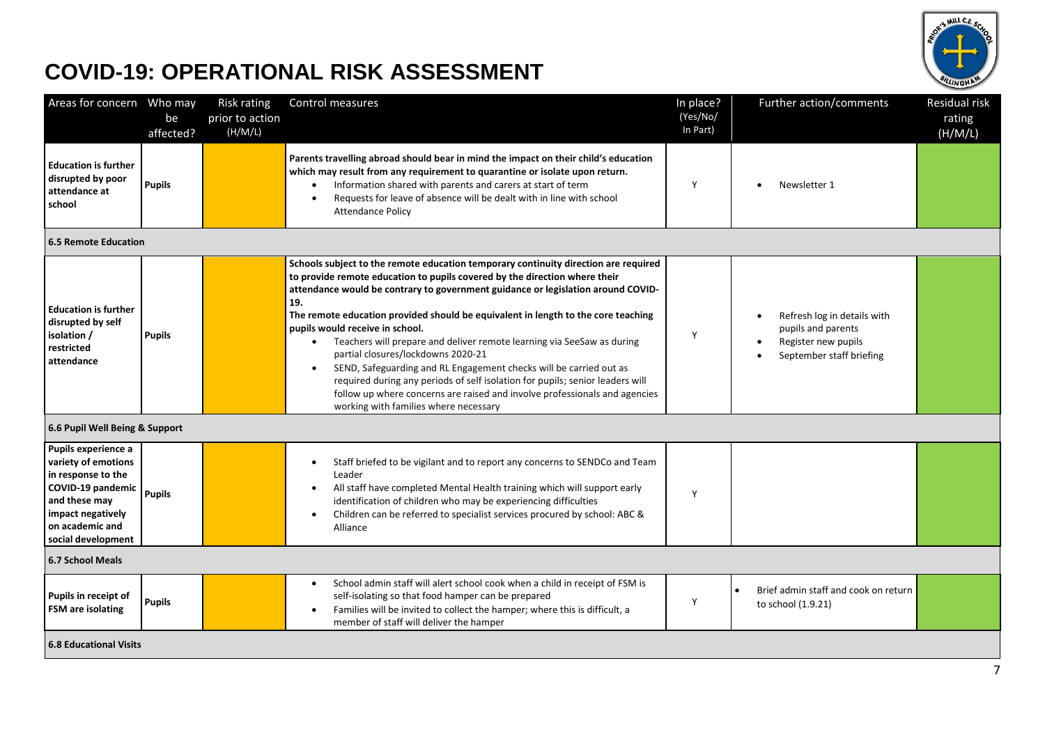# COVID-19: OPERATIONAL RISK ASSESSMENT

| Areas for concern | Who may be affected? | Risk rating prior to action (H/M/L) | Control measures | In place? (Yes/No/ In Part) | Further action/comments | Residual risk rating (H/M/L) |
|---|---|---|---|---|---|---|
| **Education is further disrupted by poor attendance at school** | **Pupils** | | **Parents travelling abroad should bear in mind the impact on their child's education which may result from any requirement to quarantine or isolate upon return.** <br>• Information shared with parents and carers at start of term <br>• Requests for leave of absence will be dealt with in line with school Attendance Policy | Y | • Newsletter 1 | |
| **6.5 Remote Education** | | | | | | |
| **Education is further disrupted by self isolation / restricted attendance** | **Pupils** | | **Schools subject to the remote education temporary continuity direction are required to provide remote education to pupils covered by the direction where their attendance would be contrary to government guidance or legislation around COVID-19.** <br>**The remote education provided should be equivalent in length to the core teaching pupils would receive in school.** <br>• Teachers will prepare and deliver remote learning via SeeSaw as during partial closures/lockdowns 2020-21 <br>• SEND, Safeguarding and RL Engagement checks will be carried out as required during any periods of self isolation for pupils; senior leaders will follow up where concerns are raised and involve professionals and agencies working with families where necessary | Y | • Refresh log in details with pupils and parents <br>• Register new pupils <br>• September staff briefing | |
| **6.6 Pupil Well Being & Support** | | | | | | |
| **Pupils experience a variety of emotions in response to the COVID-19 pandemic and these may impact negatively on academic and social development** | **Pupils** | | • Staff briefed to be vigilant and to report any concerns to SENDCo and Team Leader <br>• All staff have completed Mental Health training which will support early identification of children who may be experiencing difficulties <br>• Children can be referred to specialist services procured by school: ABC & Alliance | Y | | |
| **6.7 School Meals** | | | | | | |
| **Pupils in receipt of FSM are isolating** | **Pupils** | | • School admin staff will alert school cook when a child in receipt of FSM is self-isolating so that food hamper can be prepared <br>• Families will be invited to collect the hamper; where this is difficult, a member of staff will deliver the hamper | Y | • Brief admin staff and cook on return to school (1.9.21) | |
| **6.8 Educational Visits** | | | | | | |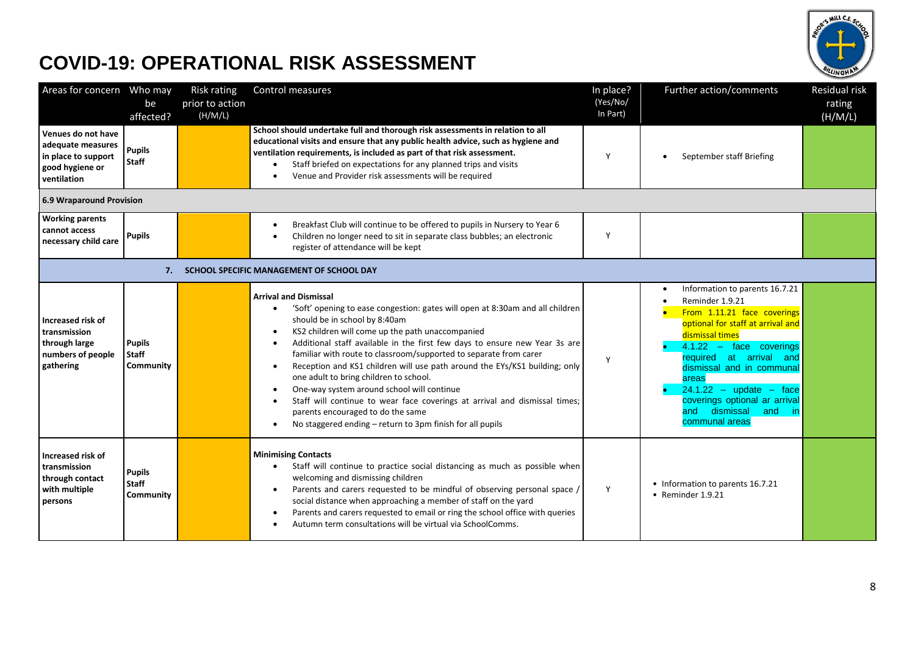# COVID-19: OPERATIONAL RISK ASSESSMENT

| Areas for concern | Who may be affected? | Risk rating prior to action (H/M/L) | Control measures | In place? (Yes/No/ In Part) | Further action/comments | Residual risk rating (H/M/L) |
|---|---|---|---|---|---|---|
| **Venues do not have adequate measures in place to support good hygiene or ventilation** | **Pupils Staff** | | **School should undertake full and thorough risk assessments in relation to all educational visits and ensure that any public health advice, such as hygiene and ventilation requirements, is included as part of that risk assessment.**<br>• Staff briefed on expectations for any planned trips and visits<br>• Venue and Provider risk assessments will be required | Y | • September staff Briefing | |
| **6.9 Wraparound Provision** | | | | | | |
| **Working parents cannot access necessary child care** | **Pupils** | | • Breakfast Club will continue to be offered to pupils in Nursery to Year 6<br>• Children no longer need to sit in separate class bubbles; an electronic register of attendance will be kept | Y | | |
| **7. SCHOOL SPECIFIC MANAGEMENT OF SCHOOL DAY** | | | | | | |
| **Increased risk of transmission through large numbers of people gathering** | **Pupils Staff Community** | | **Arrival and Dismissal**<br>• 'Soft' opening to ease congestion: gates will open at 8:30am and all children should be in school by 8:40am<br>• KS2 children will come up the path unaccompanied<br>• Additional staff available in the first few days to ensure new Year 3s are familiar with route to classroom/supported to separate from carer<br>• Reception and KS1 children will use path around the EYs/KS1 building; only one adult to bring children to school.<br>• One-way system around school will continue<br>• Staff will continue to wear face coverings at arrival and dismissal times; parents encouraged to do the same<br>• No staggered ending – return to 3pm finish for all pupils | Y | • Information to parents 16.7.21<br>• Reminder 1.9.21<br>• From 1.11.21 face coverings optional for staff at arrival and dismissal times<br>• 4.1.22 – face coverings required at arrival and dismissal and in communal areas<br>• 24.1.22 – update – face coverings optional ar arrival and dismissal and in communal areas | |
| **Increased risk of transmission through contact with multiple persons** | **Pupils Staff Community** | | **Minimising Contacts**<br>• Staff will continue to practice social distancing as much as possible when welcoming and dismissing children<br>• Parents and carers requested to be mindful of observing personal space / social distance when approaching a member of staff on the yard<br>• Parents and carers requested to email or ring the school office with queries<br>• Autumn term consultations will be virtual via SchoolComms. | Y | • Information to parents 16.7.21<br>• Reminder 1.9.21 | |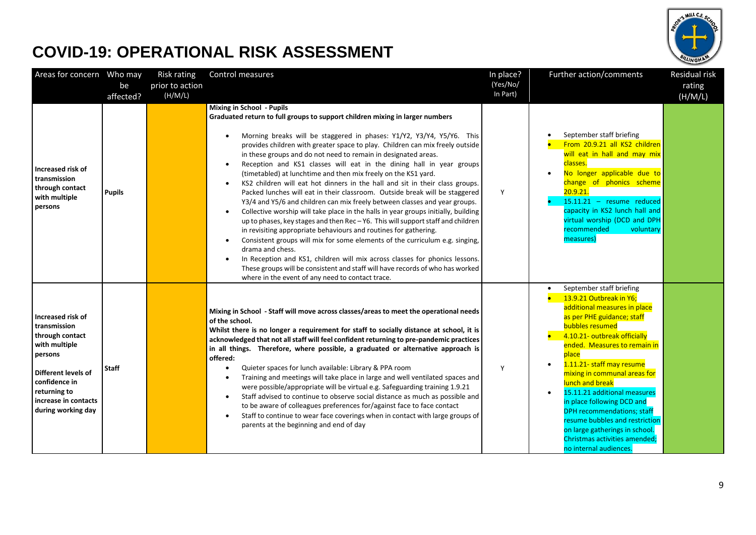# COVID-19: OPERATIONAL RISK ASSESSMENT

| Areas for concern | Who may be affected? | Risk rating prior to action (H/M/L) | Control measures | In place? (Yes/No/ In Part) | Further action/comments | Residual risk rating (H/M/L) |
|---|---|---|---|---|---|---|
| **Increased risk of transmission through contact with multiple persons** | **Pupils** | | **Mixing in School - Pupils**<br>**Graduated return to full groups to support children mixing in larger numbers**<br>• Morning breaks will be staggered in phases: Y1/Y2, Y3/Y4, Y5/Y6. This provides children with greater space to play. Children can mix freely outside in these groups and do not need to remain in designated areas.<br>• Reception and KS1 classes will eat in the dining hall in year groups (timetabled) at lunchtime and then mix freely on the KS1 yard.<br>• KS2 children will eat hot dinners in the hall and sit in their class groups. Packed lunches will eat in their classroom. Outside break will be staggered Y3/4 and Y5/6 and children can mix freely between classes and year groups.<br>• Collective worship will take place in the halls in year groups initially, building up to phases, key stages and then Rec – Y6. This will support staff and children in revisiting appropriate behaviours and routines for gathering.<br>• Consistent groups will mix for some elements of the curriculum e.g. singing, drama and chess.<br>• In Reception and KS1, children will mix across classes for phonics lessons. These groups will be consistent and staff will have records of who has worked where in the event of any need to contact trace. | Y | • September staff briefing<br>• From 20.9.21 all KS2 children will eat in hall and may mix classes.<br>• No longer applicable due to change of phonics scheme 20.9.21.<br>• 15.11.21 – resume reduced capacity in KS2 lunch hall and virtual worship (DCD and DPH recommended voluntary measures) | |
| **Increased risk of transmission through contact with multiple persons**<br><br>**Different levels of confidence in returning to increase in contacts during working day** | **Staff** | | **Mixing in School - Staff will move across classes/areas to meet the operational needs of the school.**<br>**Whilst there is no longer a requirement for staff to socially distance at school, it is acknowledged that not all staff will feel confident returning to pre-pandemic practices in all things. Therefore, where possible, a graduated or alternative approach is offered:**<br>• Quieter spaces for lunch available: Library & PPA room<br>• Training and meetings will take place in large and well ventilated spaces and were possible/appropriate will be virtual e.g. Safeguarding training 1.9.21<br>• Staff advised to continue to observe social distance as much as possible and to be aware of colleagues preferences for/against face to face contact<br>• Staff to continue to wear face coverings when in contact with large groups of parents at the beginning and end of day | Y | • September staff briefing<br>• 13.9.21 Outbreak in Y6; additional measures in place as per PHE guidance; staff bubbles resumed<br>• 4.10.21- outbreak officially ended. Measures to remain in place<br>• 1.11.21- staff may resume mixing in communal areas for lunch and break<br>• 15.11.21 additional measures in place following DCD and DPH recommendations; staff resume bubbles and restriction on large gatherings in school. Christmas activities amended; no internal audiences. | |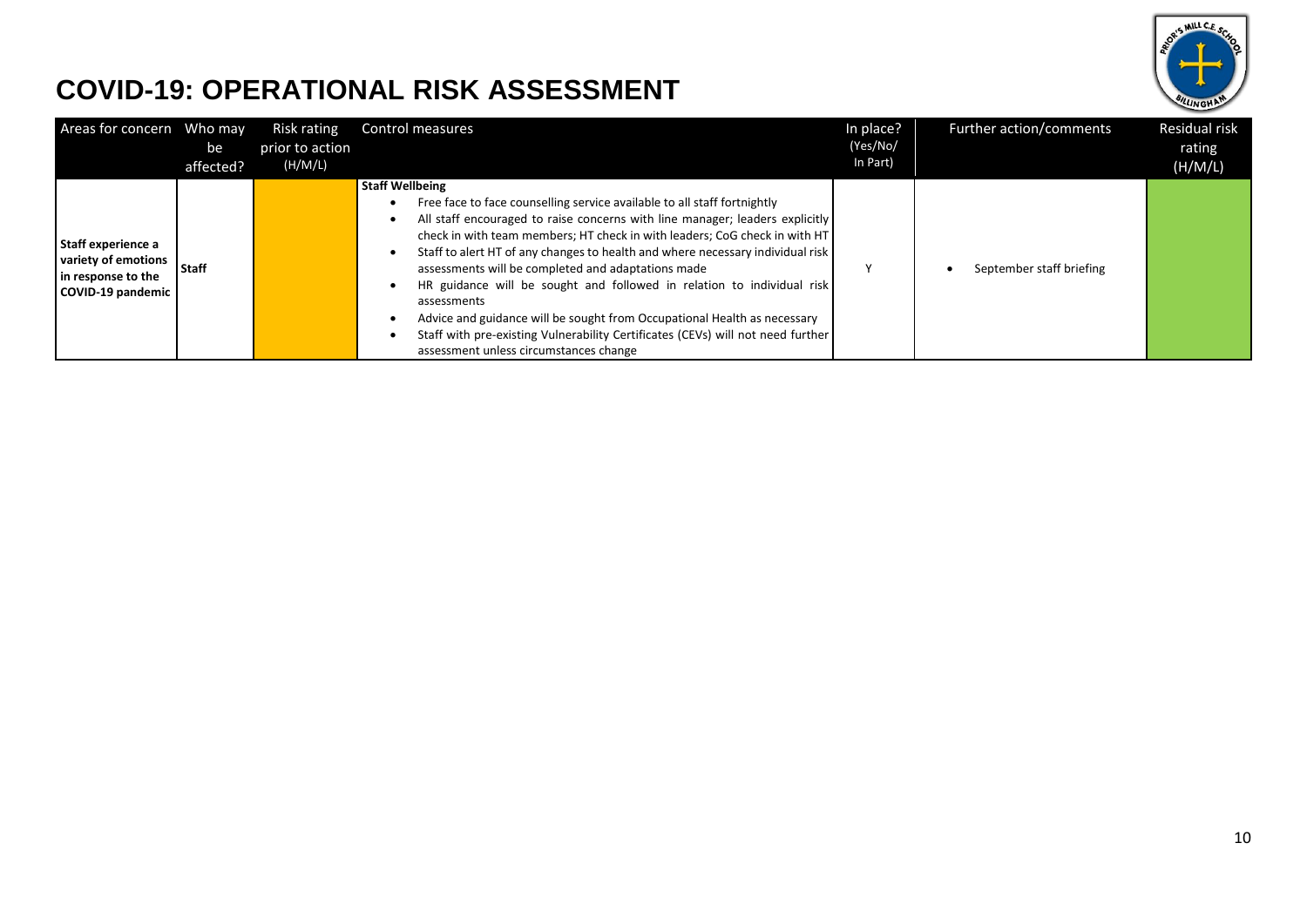# COVID-19: OPERATIONAL RISK ASSESSMENT

| Areas for concern | Who may be affected? | Risk rating prior to action (H/M/L) | Control measures | In place? (Yes/No/ In Part) | Further action/comments | Residual risk rating (H/M/L) |
|---|---|---|---|---|---|---|
| **Staff experience a variety of emotions in response to the COVID-19 pandemic** | **Staff** | | **Staff Wellbeing**<br>• Free face to face counselling service available to all staff fortnightly<br>• All staff encouraged to raise concerns with line manager; leaders explicitly check in with team members; HT check in with leaders; CoG check in with HT<br>• Staff to alert HT of any changes to health and where necessary individual risk assessments will be completed and adaptations made<br>• HR guidance will be sought and followed in relation to individual risk assessments<br>• Advice and guidance will be sought from Occupational Health as necessary<br>• Staff with pre-existing Vulnerability Certificates (CEVs) will not need further assessment unless circumstances change | Y | • September staff briefing | |